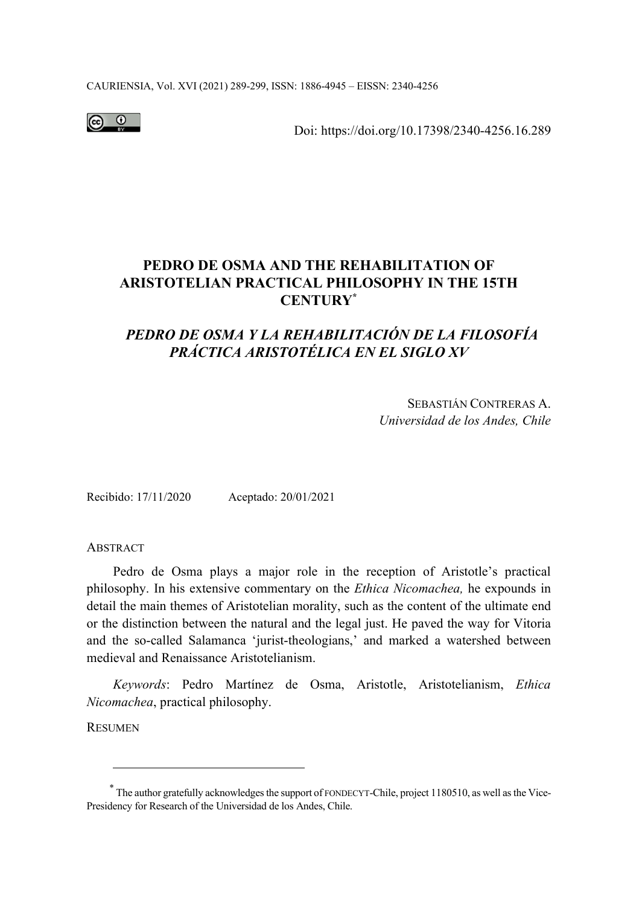Doi: https://doi.org/10.17398/2340-4256.16.289

# PEDRO DE OSMA AND THE REHABILITATION OF ARISTOTELIAN PRACTICAL PHILOSOPHY IN THE 15TH CENTURY[*]

## *PEDRO DE OSMA Y LA REHABILITACIÓN DE LA FILOSOFÍA PRÁCTICA ARISTOTÉLICA EN EL SIGLO XV*

SEBASTIÁN CONTRERAS A.
*Universidad de los Andes, Chile*

Recibido: 17/11/2020 Aceptado: 20/01/2021

ABSTRACT

Pedro de Osma plays a major role in the reception of Aristotle's practical philosophy. In his extensive commentary on the *Ethica Nicomachea,* he expounds in detail the main themes of Aristotelian morality, such as the content of the ultimate end or the distinction between the natural and the legal just. He paved the way for Vitoria and the so-called Salamanca 'jurist-theologians,' and marked a watershed between medieval and Renaissance Aristotelianism.

*Keywords*: Pedro Martínez de Osma, Aristotle, Aristotelianism, *Ethica Nicomachea*, practical philosophy.

RESUMEN

[*] The author gratefully acknowledges the support of FONDECYT-Chile, project 1180510, as well as the Vice-Presidency for Research of the Universidad de los Andes, Chile.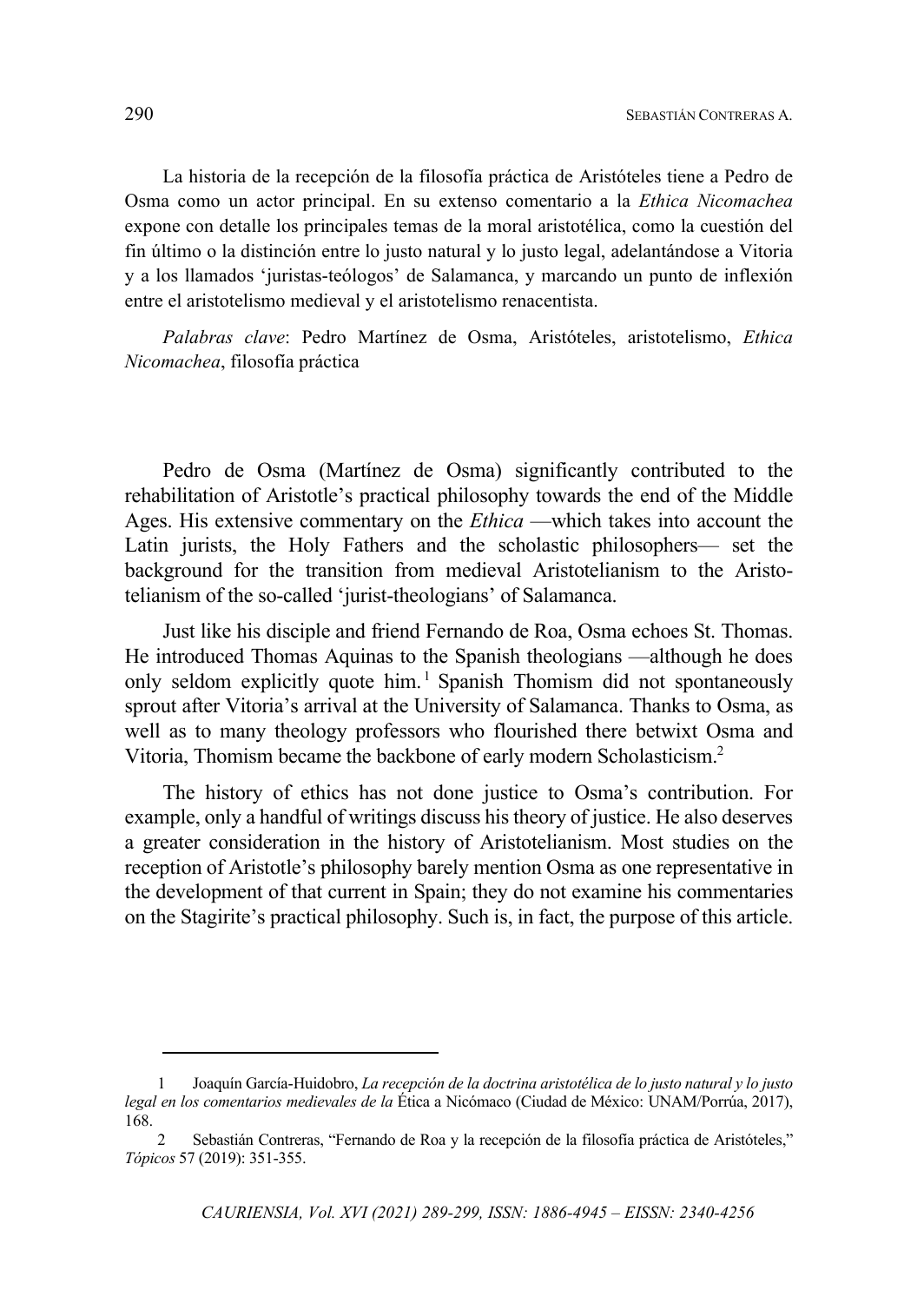La historia de la recepción de la filosofía práctica de Aristóteles tiene a Pedro de Osma como un actor principal. En su extenso comentario a la *Ethica Nicomachea* expone con detalle los principales temas de la moral aristotélica, como la cuestión del fin último o la distinción entre lo justo natural y lo justo legal, adelantándose a Vitoria y a los llamados 'juristas-teólogos' de Salamanca, y marcando un punto de inflexión entre el aristotelismo medieval y el aristotelismo renacentista.

*Palabras clave*: Pedro Martínez de Osma, Aristóteles, aristotelismo, *Ethica Nicomachea*, filosofía práctica

Pedro de Osma (Martínez de Osma) significantly contributed to the rehabilitation of Aristotle's practical philosophy towards the end of the Middle Ages. His extensive commentary on the *Ethica* —which takes into account the Latin jurists, the Holy Fathers and the scholastic philosophers— set the background for the transition from medieval Aristotelianism to the Aristotelianism of the so-called 'jurist-theologians' of Salamanca.

Just like his disciple and friend Fernando de Roa, Osma echoes St. Thomas. He introduced Thomas Aquinas to the Spanish theologians —although he does only seldom explicitly quote him.[1] Spanish Thomism did not spontaneously sprout after Vitoria's arrival at the University of Salamanca. Thanks to Osma, as well as to many theology professors who flourished there betwixt Osma and Vitoria, Thomism became the backbone of early modern Scholasticism.[2]

The history of ethics has not done justice to Osma's contribution. For example, only a handful of writings discuss his theory of justice. He also deserves a greater consideration in the history of Aristotelianism. Most studies on the reception of Aristotle's philosophy barely mention Osma as one representative in the development of that current in Spain; they do not examine his commentaries on the Stagirite's practical philosophy. Such is, in fact, the purpose of this article.

---

1 Joaquín García-Huidobro, *La recepción de la doctrina aristotélica de lo justo natural y lo justo legal en los comentarios medievales de la* Ética a Nicómaco (Ciudad de México: UNAM/Porrúa, 2017), 168.

2 Sebastián Contreras, "Fernando de Roa y la recepción de la filosofía práctica de Aristóteles," *Tópicos* 57 (2019): 351-355.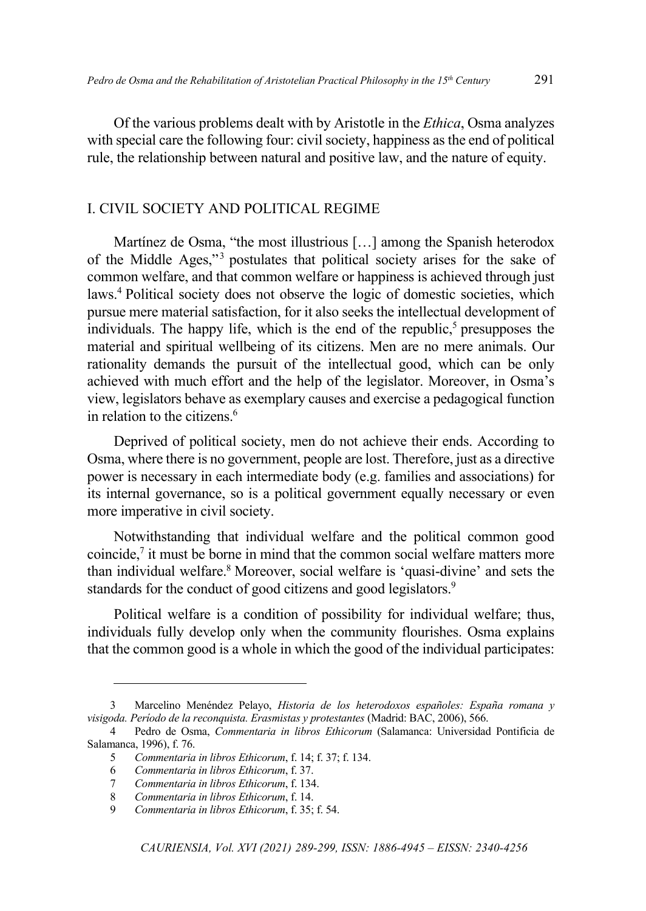Of the various problems dealt with by Aristotle in the *Ethica*, Osma analyzes with special care the following four: civil society, happiness as the end of political rule, the relationship between natural and positive law, and the nature of equity.

## I. CIVIL SOCIETY AND POLITICAL REGIME

Martínez de Osma, "the most illustrious […] among the Spanish heterodox of the Middle Ages,"[3] postulates that political society arises for the sake of common welfare, and that common welfare or happiness is achieved through just laws.[4] Political society does not observe the logic of domestic societies, which pursue mere material satisfaction, for it also seeks the intellectual development of individuals. The happy life, which is the end of the republic,[5] presupposes the material and spiritual wellbeing of its citizens. Men are no mere animals. Our rationality demands the pursuit of the intellectual good, which can be only achieved with much effort and the help of the legislator. Moreover, in Osma's view, legislators behave as exemplary causes and exercise a pedagogical function in relation to the citizens.[6]

Deprived of political society, men do not achieve their ends. According to Osma, where there is no government, people are lost. Therefore, just as a directive power is necessary in each intermediate body (e.g. families and associations) for its internal governance, so is a political government equally necessary or even more imperative in civil society.

Notwithstanding that individual welfare and the political common good coincide,[7] it must be borne in mind that the common social welfare matters more than individual welfare.[8] Moreover, social welfare is 'quasi-divine' and sets the standards for the conduct of good citizens and good legislators.[9]

Political welfare is a condition of possibility for individual welfare; thus, individuals fully develop only when the community flourishes. Osma explains that the common good is a whole in which the good of the individual participates:

---

3 Marcelino Menéndez Pelayo, *Historia de los heterodoxos españoles: España romana y visigoda. Período de la reconquista. Erasmistas y protestantes* (Madrid: BAC, 2006), 566.

4 Pedro de Osma, *Commentaria in libros Ethicorum* (Salamanca: Universidad Pontificia de Salamanca, 1996), f. 76.

5 *Commentaria in libros Ethicorum*, f. 14; f. 37; f. 134.

6 *Commentaria in libros Ethicorum*, f. 37.

7 *Commentaria in libros Ethicorum*, f. 134.

8 *Commentaria in libros Ethicorum*, f. 14.

9 *Commentaria in libros Ethicorum*, f. 35; f. 54.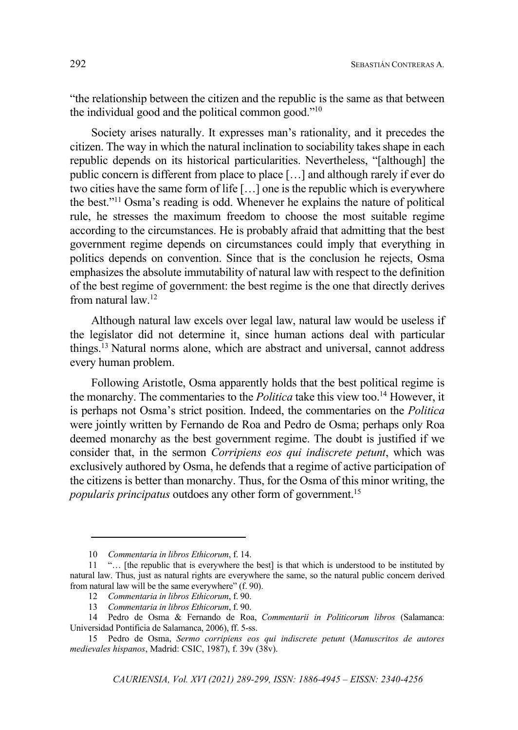"the relationship between the citizen and the republic is the same as that between the individual good and the political common good."[10]

Society arises naturally. It expresses man's rationality, and it precedes the citizen. The way in which the natural inclination to sociability takes shape in each republic depends on its historical particularities. Nevertheless, "[although] the public concern is different from place to place […] and although rarely if ever do two cities have the same form of life […] one is the republic which is everywhere the best."[11] Osma's reading is odd. Whenever he explains the nature of political rule, he stresses the maximum freedom to choose the most suitable regime according to the circumstances. He is probably afraid that admitting that the best government regime depends on circumstances could imply that everything in politics depends on convention. Since that is the conclusion he rejects, Osma emphasizes the absolute immutability of natural law with respect to the definition of the best regime of government: the best regime is the one that directly derives from natural law.[12]

Although natural law excels over legal law, natural law would be useless if the legislator did not determine it, since human actions deal with particular things.[13] Natural norms alone, which are abstract and universal, cannot address every human problem.

Following Aristotle, Osma apparently holds that the best political regime is the monarchy. The commentaries to the *Politica* take this view too.[14] However, it is perhaps not Osma's strict position. Indeed, the commentaries on the *Politica* were jointly written by Fernando de Roa and Pedro de Osma; perhaps only Roa deemed monarchy as the best government regime. The doubt is justified if we consider that, in the sermon *Corripiens eos qui indiscrete petunt*, which was exclusively authored by Osma, he defends that a regime of active participation of the citizens is better than monarchy. Thus, for the Osma of this minor writing, the *popularis principatus* outdoes any other form of government.[15]

---

10 *Commentaria in libros Ethicorum*, f. 14.

11 "… [the republic that is everywhere the best] is that which is understood to be instituted by natural law. Thus, just as natural rights are everywhere the same, so the natural public concern derived from natural law will be the same everywhere" (f. 90).

12 *Commentaria in libros Ethicorum*, f. 90.

13 *Commentaria in libros Ethicorum*, f. 90.

14 Pedro de Osma & Fernando de Roa, *Commentarii in Politicorum libros* (Salamanca: Universidad Pontificia de Salamanca, 2006), ff. 5-ss.

15 Pedro de Osma, *Sermo corripiens eos qui indiscrete petunt* (*Manuscritos de autores medievales hispanos*, Madrid: CSIC, 1987), f. 39v (38v).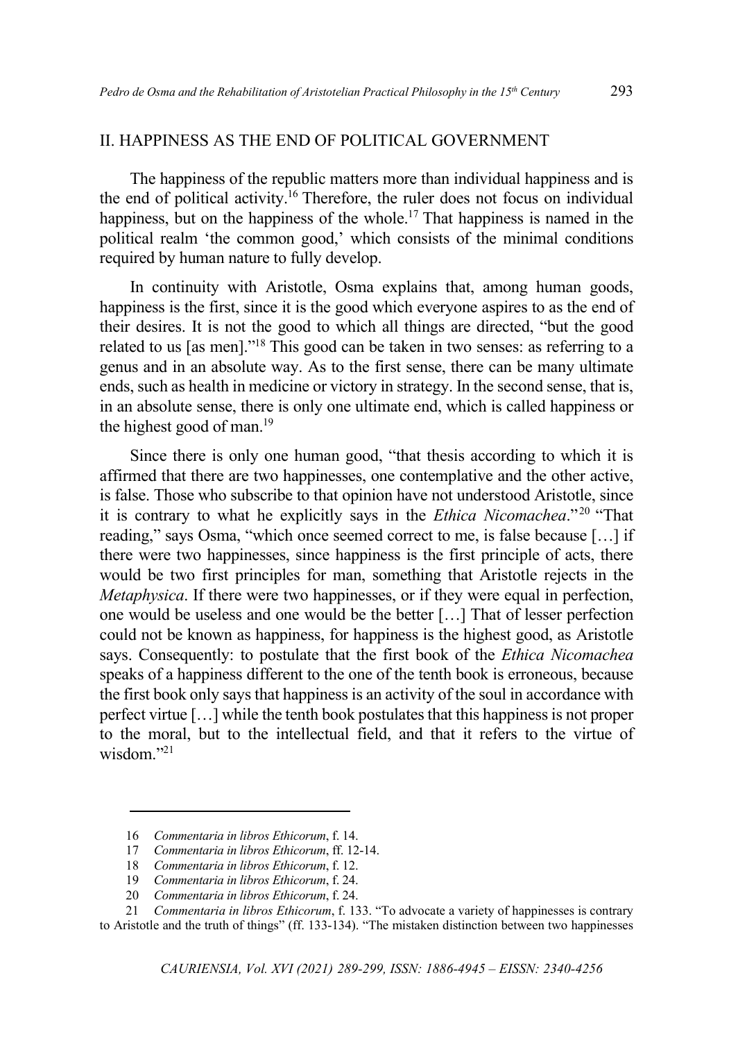## II. HAPPINESS AS THE END OF POLITICAL GOVERNMENT

The happiness of the republic matters more than individual happiness and is the end of political activity.[16] Therefore, the ruler does not focus on individual happiness, but on the happiness of the whole.[17] That happiness is named in the political realm 'the common good,' which consists of the minimal conditions required by human nature to fully develop.

In continuity with Aristotle, Osma explains that, among human goods, happiness is the first, since it is the good which everyone aspires to as the end of their desires. It is not the good to which all things are directed, "but the good related to us [as men]."[18] This good can be taken in two senses: as referring to a genus and in an absolute way. As to the first sense, there can be many ultimate ends, such as health in medicine or victory in strategy. In the second sense, that is, in an absolute sense, there is only one ultimate end, which is called happiness or the highest good of man.[19]

Since there is only one human good, "that thesis according to which it is affirmed that there are two happinesses, one contemplative and the other active, is false. Those who subscribe to that opinion have not understood Aristotle, since it is contrary to what he explicitly says in the *Ethica Nicomachea*."[20] "That reading," says Osma, "which once seemed correct to me, is false because […] if there were two happinesses, since happiness is the first principle of acts, there would be two first principles for man, something that Aristotle rejects in the *Metaphysica*. If there were two happinesses, or if they were equal in perfection, one would be useless and one would be the better […] That of lesser perfection could not be known as happiness, for happiness is the highest good, as Aristotle says. Consequently: to postulate that the first book of the *Ethica Nicomachea* speaks of a happiness different to the one of the tenth book is erroneous, because the first book only says that happiness is an activity of the soul in accordance with perfect virtue […] while the tenth book postulates that this happiness is not proper to the moral, but to the intellectual field, and that it refers to the virtue of wisdom."[21]

---

16 *Commentaria in libros Ethicorum*, f. 14.

17 *Commentaria in libros Ethicorum*, ff. 12-14.

18 *Commentaria in libros Ethicorum*, f. 12.

19 *Commentaria in libros Ethicorum*, f. 24.

20 *Commentaria in libros Ethicorum*, f. 24.

21 *Commentaria in libros Ethicorum*, f. 133. "To advocate a variety of happinesses is contrary to Aristotle and the truth of things" (ff. 133-134). "The mistaken distinction between two happinesses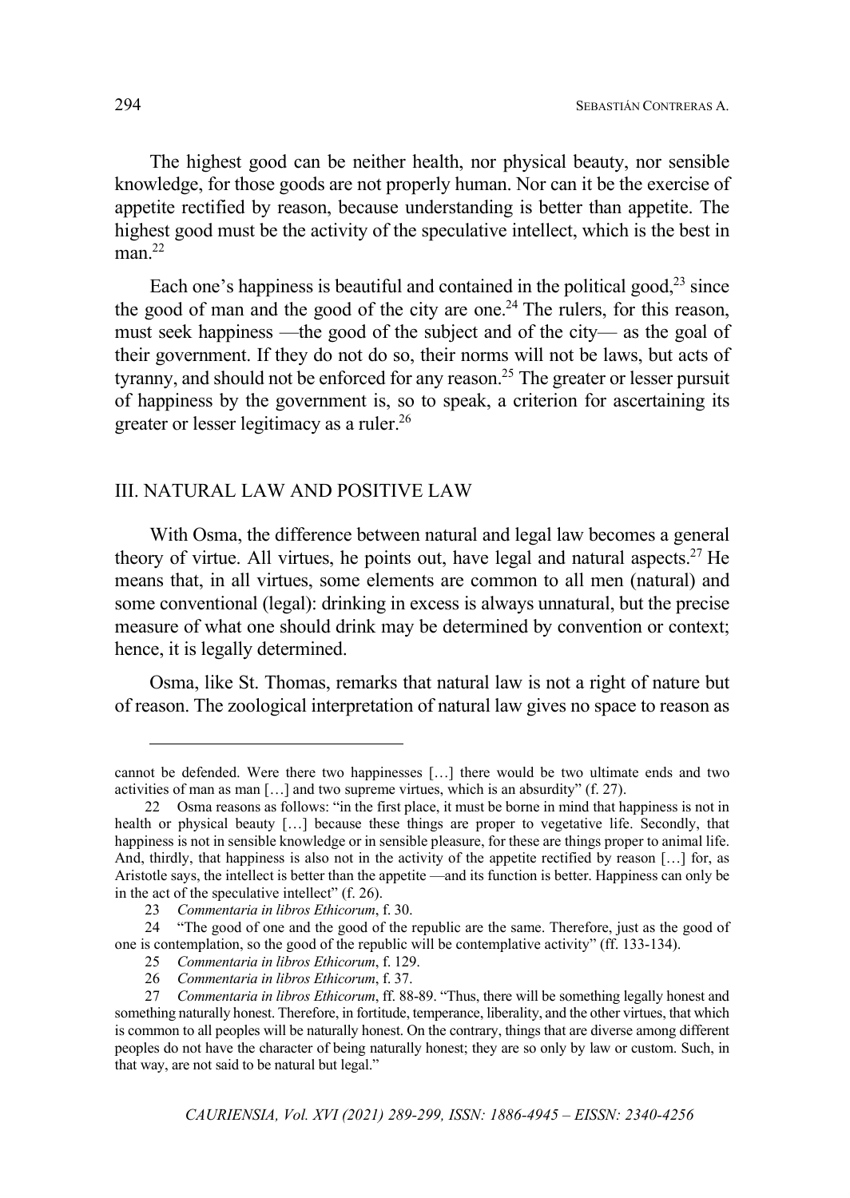The highest good can be neither health, nor physical beauty, nor sensible knowledge, for those goods are not properly human. Nor can it be the exercise of appetite rectified by reason, because understanding is better than appetite. The highest good must be the activity of the speculative intellect, which is the best in man.[22]

Each one's happiness is beautiful and contained in the political good,[23] since the good of man and the good of the city are one.[24] The rulers, for this reason, must seek happiness —the good of the subject and of the city— as the goal of their government. If they do not do so, their norms will not be laws, but acts of tyranny, and should not be enforced for any reason.[25] The greater or lesser pursuit of happiness by the government is, so to speak, a criterion for ascertaining its greater or lesser legitimacy as a ruler.[26]

## III. NATURAL LAW AND POSITIVE LAW

With Osma, the difference between natural and legal law becomes a general theory of virtue. All virtues, he points out, have legal and natural aspects.[27] He means that, in all virtues, some elements are common to all men (natural) and some conventional (legal): drinking in excess is always unnatural, but the precise measure of what one should drink may be determined by convention or context; hence, it is legally determined.

Osma, like St. Thomas, remarks that natural law is not a right of nature but of reason. The zoological interpretation of natural law gives no space to reason as

---

cannot be defended. Were there two happinesses […] there would be two ultimate ends and two activities of man as man […] and two supreme virtues, which is an absurdity" (f. 27).

22 Osma reasons as follows: "in the first place, it must be borne in mind that happiness is not in health or physical beauty […] because these things are proper to vegetative life. Secondly, that happiness is not in sensible knowledge or in sensible pleasure, for these are things proper to animal life. And, thirdly, that happiness is also not in the activity of the appetite rectified by reason […] for, as Aristotle says, the intellect is better than the appetite —and its function is better. Happiness can only be in the act of the speculative intellect" (f. 26).

23 *Commentaria in libros Ethicorum*, f. 30.

24 "The good of one and the good of the republic are the same. Therefore, just as the good of one is contemplation, so the good of the republic will be contemplative activity" (ff. 133-134).

25 *Commentaria in libros Ethicorum*, f. 129.

26 *Commentaria in libros Ethicorum*, f. 37.

27 *Commentaria in libros Ethicorum*, ff. 88-89. "Thus, there will be something legally honest and something naturally honest. Therefore, in fortitude, temperance, liberality, and the other virtues, that which is common to all peoples will be naturally honest. On the contrary, things that are diverse among different peoples do not have the character of being naturally honest; they are so only by law or custom. Such, in that way, are not said to be natural but legal."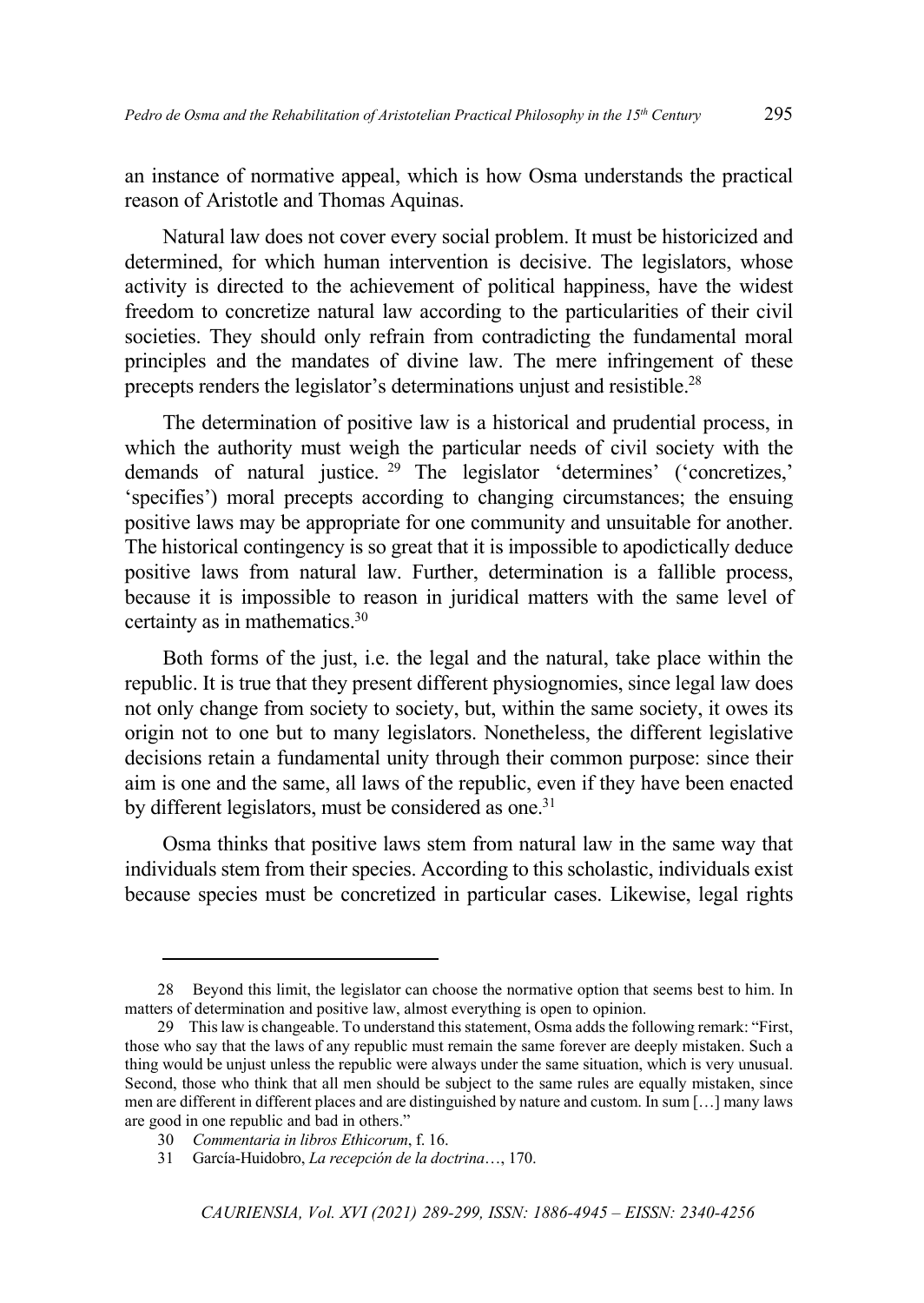an instance of normative appeal, which is how Osma understands the practical reason of Aristotle and Thomas Aquinas.

Natural law does not cover every social problem. It must be historicized and determined, for which human intervention is decisive. The legislators, whose activity is directed to the achievement of political happiness, have the widest freedom to concretize natural law according to the particularities of their civil societies. They should only refrain from contradicting the fundamental moral principles and the mandates of divine law. The mere infringement of these precepts renders the legislator's determinations unjust and resistible.[28]

The determination of positive law is a historical and prudential process, in which the authority must weigh the particular needs of civil society with the demands of natural justice.[29] The legislator 'determines' ('concretizes,' 'specifies') moral precepts according to changing circumstances; the ensuing positive laws may be appropriate for one community and unsuitable for another. The historical contingency is so great that it is impossible to apodictically deduce positive laws from natural law. Further, determination is a fallible process, because it is impossible to reason in juridical matters with the same level of certainty as in mathematics.[30]

Both forms of the just, i.e. the legal and the natural, take place within the republic. It is true that they present different physiognomies, since legal law does not only change from society to society, but, within the same society, it owes its origin not to one but to many legislators. Nonetheless, the different legislative decisions retain a fundamental unity through their common purpose: since their aim is one and the same, all laws of the republic, even if they have been enacted by different legislators, must be considered as one.[31]

Osma thinks that positive laws stem from natural law in the same way that individuals stem from their species. According to this scholastic, individuals exist because species must be concretized in particular cases. Likewise, legal rights

---

28 Beyond this limit, the legislator can choose the normative option that seems best to him. In matters of determination and positive law, almost everything is open to opinion.

29 This law is changeable. To understand this statement, Osma adds the following remark: "First, those who say that the laws of any republic must remain the same forever are deeply mistaken. Such a thing would be unjust unless the republic were always under the same situation, which is very unusual. Second, those who think that all men should be subject to the same rules are equally mistaken, since men are different in different places and are distinguished by nature and custom. In sum […] many laws are good in one republic and bad in others."

30 *Commentaria in libros Ethicorum*, f. 16.

31 García-Huidobro, *La recepción de la doctrina*…, 170.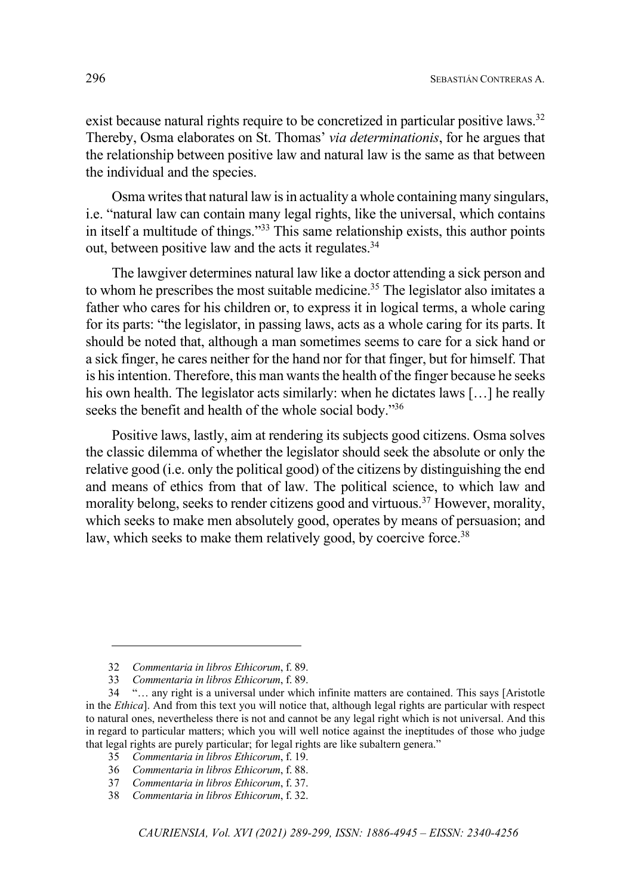exist because natural rights require to be concretized in particular positive laws.[32] Thereby, Osma elaborates on St. Thomas' *via determinationis*, for he argues that the relationship between positive law and natural law is the same as that between the individual and the species.

Osma writes that natural law is in actuality a whole containing many singulars, i.e. "natural law can contain many legal rights, like the universal, which contains in itself a multitude of things."[33] This same relationship exists, this author points out, between positive law and the acts it regulates.[34]

The lawgiver determines natural law like a doctor attending a sick person and to whom he prescribes the most suitable medicine.[35] The legislator also imitates a father who cares for his children or, to express it in logical terms, a whole caring for its parts: "the legislator, in passing laws, acts as a whole caring for its parts. It should be noted that, although a man sometimes seems to care for a sick hand or a sick finger, he cares neither for the hand nor for that finger, but for himself. That is his intention. Therefore, this man wants the health of the finger because he seeks his own health. The legislator acts similarly: when he dictates laws [...] he really seeks the benefit and health of the whole social body."[36]

Positive laws, lastly, aim at rendering its subjects good citizens. Osma solves the classic dilemma of whether the legislator should seek the absolute or only the relative good (i.e. only the political good) of the citizens by distinguishing the end and means of ethics from that of law. The political science, to which law and morality belong, seeks to render citizens good and virtuous.[37] However, morality, which seeks to make men absolutely good, operates by means of persuasion; and law, which seeks to make them relatively good, by coercive force.[38]

---

32 *Commentaria in libros Ethicorum*, f. 89.

33 *Commentaria in libros Ethicorum*, f. 89.

34 "... any right is a universal under which infinite matters are contained. This says [Aristotle in the *Ethica*]. And from this text you will notice that, although legal rights are particular with respect to natural ones, nevertheless there is not and cannot be any legal right which is not universal. And this in regard to particular matters; which you will well notice against the ineptitudes of those who judge that legal rights are purely particular; for legal rights are like subaltern genera."

35 *Commentaria in libros Ethicorum*, f. 19.

36 *Commentaria in libros Ethicorum*, f. 88.

37 *Commentaria in libros Ethicorum*, f. 37.

38 *Commentaria in libros Ethicorum*, f. 32.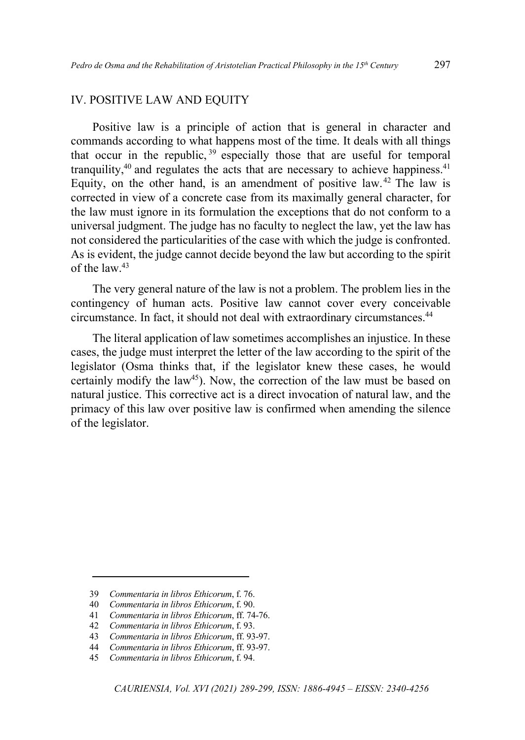## IV. POSITIVE LAW AND EQUITY

Positive law is a principle of action that is general in character and commands according to what happens most of the time. It deals with all things that occur in the republic,[39] especially those that are useful for temporal tranquility,[40] and regulates the acts that are necessary to achieve happiness.[41] Equity, on the other hand, is an amendment of positive law.[42] The law is corrected in view of a concrete case from its maximally general character, for the law must ignore in its formulation the exceptions that do not conform to a universal judgment. The judge has no faculty to neglect the law, yet the law has not considered the particularities of the case with which the judge is confronted. As is evident, the judge cannot decide beyond the law but according to the spirit of the law.[43]

The very general nature of the law is not a problem. The problem lies in the contingency of human acts. Positive law cannot cover every conceivable circumstance. In fact, it should not deal with extraordinary circumstances.[44]

The literal application of law sometimes accomplishes an injustice. In these cases, the judge must interpret the letter of the law according to the spirit of the legislator (Osma thinks that, if the legislator knew these cases, he would certainly modify the law[45]). Now, the correction of the law must be based on natural justice. This corrective act is a direct invocation of natural law, and the primacy of this law over positive law is confirmed when amending the silence of the legislator.

---

39 *Commentaria in libros Ethicorum*, f. 76.

40 *Commentaria in libros Ethicorum*, f. 90.

41 *Commentaria in libros Ethicorum*, ff. 74-76.

42 *Commentaria in libros Ethicorum*, f. 93.

43 *Commentaria in libros Ethicorum*, ff. 93-97.

44 *Commentaria in libros Ethicorum*, ff. 93-97.

45 *Commentaria in libros Ethicorum*, f. 94.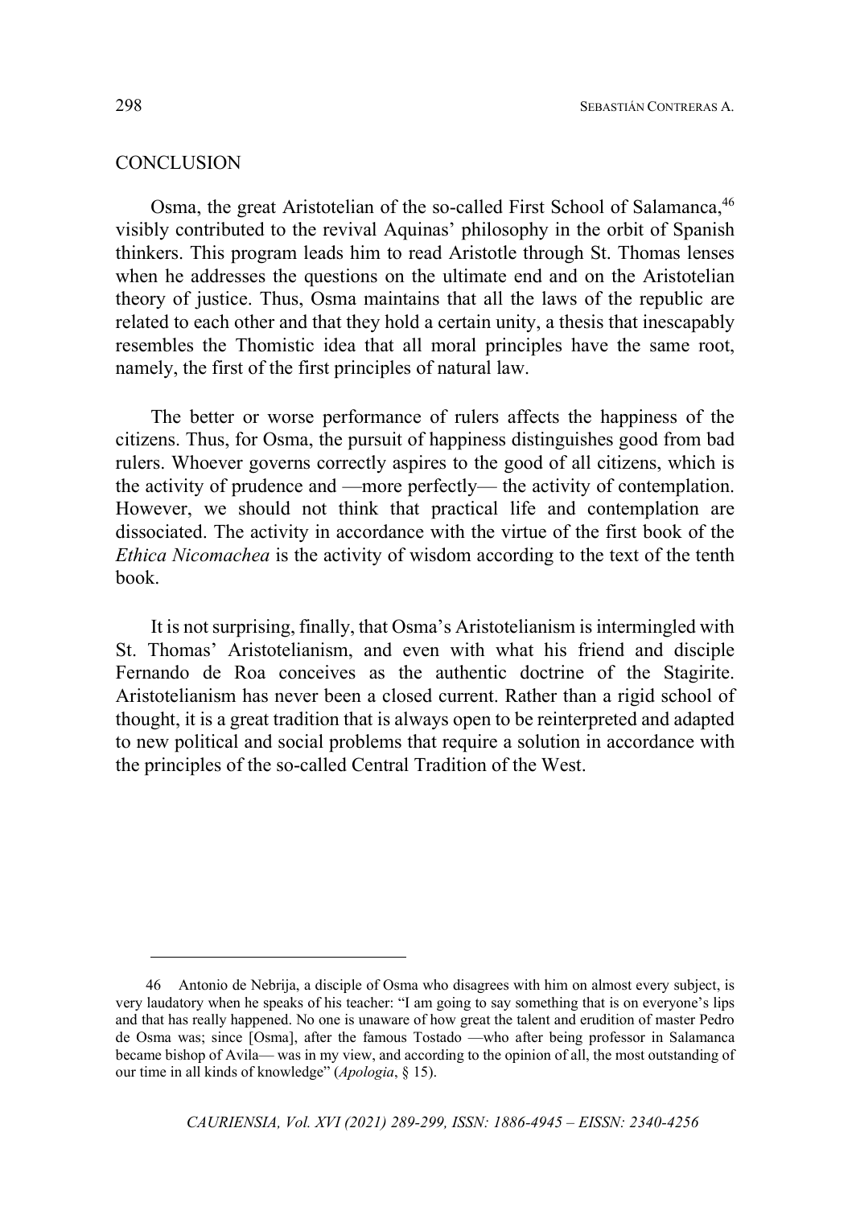## CONCLUSION

Osma, the great Aristotelian of the so-called First School of Salamanca,[46] visibly contributed to the revival Aquinas' philosophy in the orbit of Spanish thinkers. This program leads him to read Aristotle through St. Thomas lenses when he addresses the questions on the ultimate end and on the Aristotelian theory of justice. Thus, Osma maintains that all the laws of the republic are related to each other and that they hold a certain unity, a thesis that inescapably resembles the Thomistic idea that all moral principles have the same root, namely, the first of the first principles of natural law.

The better or worse performance of rulers affects the happiness of the citizens. Thus, for Osma, the pursuit of happiness distinguishes good from bad rulers. Whoever governs correctly aspires to the good of all citizens, which is the activity of prudence and —more perfectly— the activity of contemplation. However, we should not think that practical life and contemplation are dissociated. The activity in accordance with the virtue of the first book of the *Ethica Nicomachea* is the activity of wisdom according to the text of the tenth book.

It is not surprising, finally, that Osma's Aristotelianism is intermingled with St. Thomas' Aristotelianism, and even with what his friend and disciple Fernando de Roa conceives as the authentic doctrine of the Stagirite. Aristotelianism has never been a closed current. Rather than a rigid school of thought, it is a great tradition that is always open to be reinterpreted and adapted to new political and social problems that require a solution in accordance with the principles of the so-called Central Tradition of the West.

---

46 Antonio de Nebrija, a disciple of Osma who disagrees with him on almost every subject, is very laudatory when he speaks of his teacher: "I am going to say something that is on everyone's lips and that has really happened. No one is unaware of how great the talent and erudition of master Pedro de Osma was; since [Osma], after the famous Tostado —who after being professor in Salamanca became bishop of Avila— was in my view, and according to the opinion of all, the most outstanding of our time in all kinds of knowledge" (*Apologia*, § 15).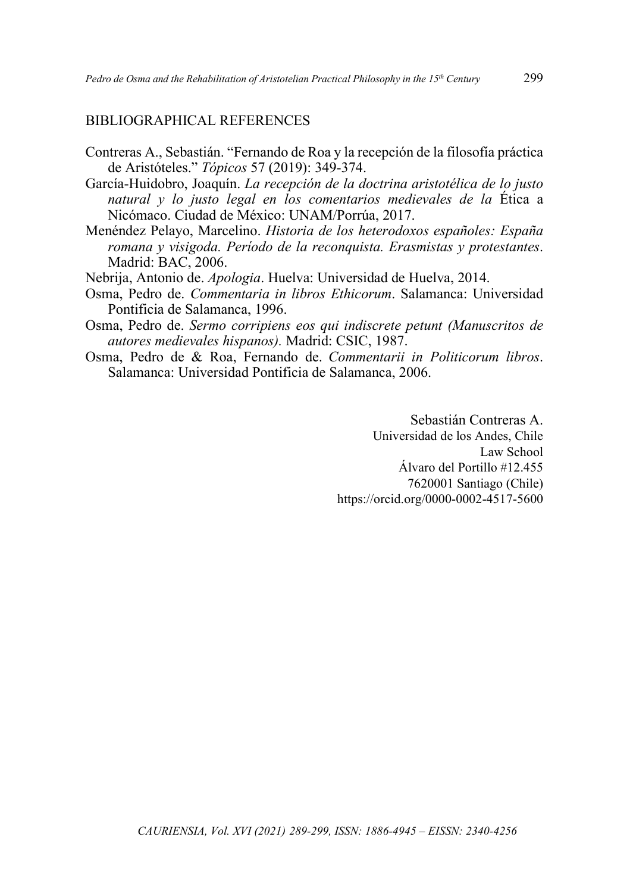## BIBLIOGRAPHICAL REFERENCES

Contreras A., Sebastián. "Fernando de Roa y la recepción de la filosofía práctica de Aristóteles." *Tópicos* 57 (2019): 349-374.

García-Huidobro, Joaquín. *La recepción de la doctrina aristotélica de lo justo natural y lo justo legal en los comentarios medievales de la* Ética a Nicómaco. Ciudad de México: UNAM/Porrúa, 2017.

Menéndez Pelayo, Marcelino. *Historia de los heterodoxos españoles: España romana y visigoda. Período de la reconquista. Erasmistas y protestantes*. Madrid: BAC, 2006.

Nebrija, Antonio de. *Apologia*. Huelva: Universidad de Huelva, 2014.

Osma, Pedro de. *Commentaria in libros Ethicorum*. Salamanca: Universidad Pontificia de Salamanca, 1996.

Osma, Pedro de. *Sermo corripiens eos qui indiscrete petunt (Manuscritos de autores medievales hispanos).* Madrid: CSIC, 1987.

Osma, Pedro de & Roa, Fernando de. *Commentarii in Politicorum libros*. Salamanca: Universidad Pontificia de Salamanca, 2006.

Sebastián Contreras A.
Universidad de los Andes, Chile
Law School
Álvaro del Portillo #12.455
7620001 Santiago (Chile)
https://orcid.org/0000-0002-4517-5600